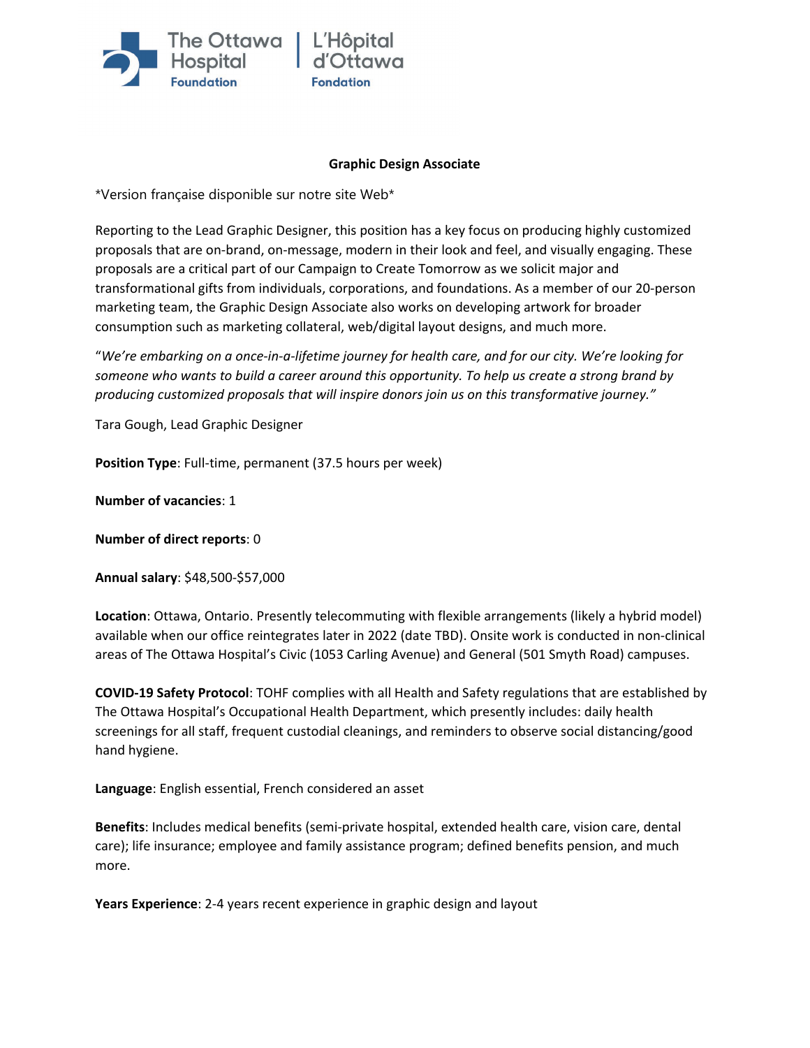The Ottawa Hospital Foundation | L'Hôpital d'Ottawa Fondation

# Graphic Design Associate

*Version française disponible sur notre site Web*

Reporting to the Lead Graphic Designer, this position has a key focus on producing highly customized proposals that are on-brand, on-message, modern in their look and feel, and visually engaging. These proposals are a critical part of our Campaign to Create Tomorrow as we solicit major and transformational gifts from individuals, corporations, and foundations. As a member of our 20-person marketing team, the Graphic Design Associate also works on developing artwork for broader consumption such as marketing collateral, web/digital layout designs, and much more.

"*We're embarking on a once-in-a-lifetime journey for health care, and for our city. We're looking for someone who wants to build a career around this opportunity. To help us create a strong brand by producing customized proposals that will inspire donors join us on this transformative journey.*"

Tara Gough, Lead Graphic Designer

**Position Type**: Full-time, permanent (37.5 hours per week)

**Number of vacancies**: 1

**Number of direct reports**: 0

**Annual salary**: $48,500-$57,000

**Location**: Ottawa, Ontario. Presently telecommuting with flexible arrangements (likely a hybrid model) available when our office reintegrates later in 2022 (date TBD). Onsite work is conducted in non-clinical areas of The Ottawa Hospital's Civic (1053 Carling Avenue) and General (501 Smyth Road) campuses.

**COVID-19 Safety Protocol**: TOHF complies with all Health and Safety regulations that are established by The Ottawa Hospital's Occupational Health Department, which presently includes: daily health screenings for all staff, frequent custodial cleanings, and reminders to observe social distancing/good hand hygiene.

**Language**: English essential, French considered an asset

**Benefits**: Includes medical benefits (semi-private hospital, extended health care, vision care, dental care); life insurance; employee and family assistance program; defined benefits pension, and much more.

**Years Experience**: 2-4 years recent experience in graphic design and layout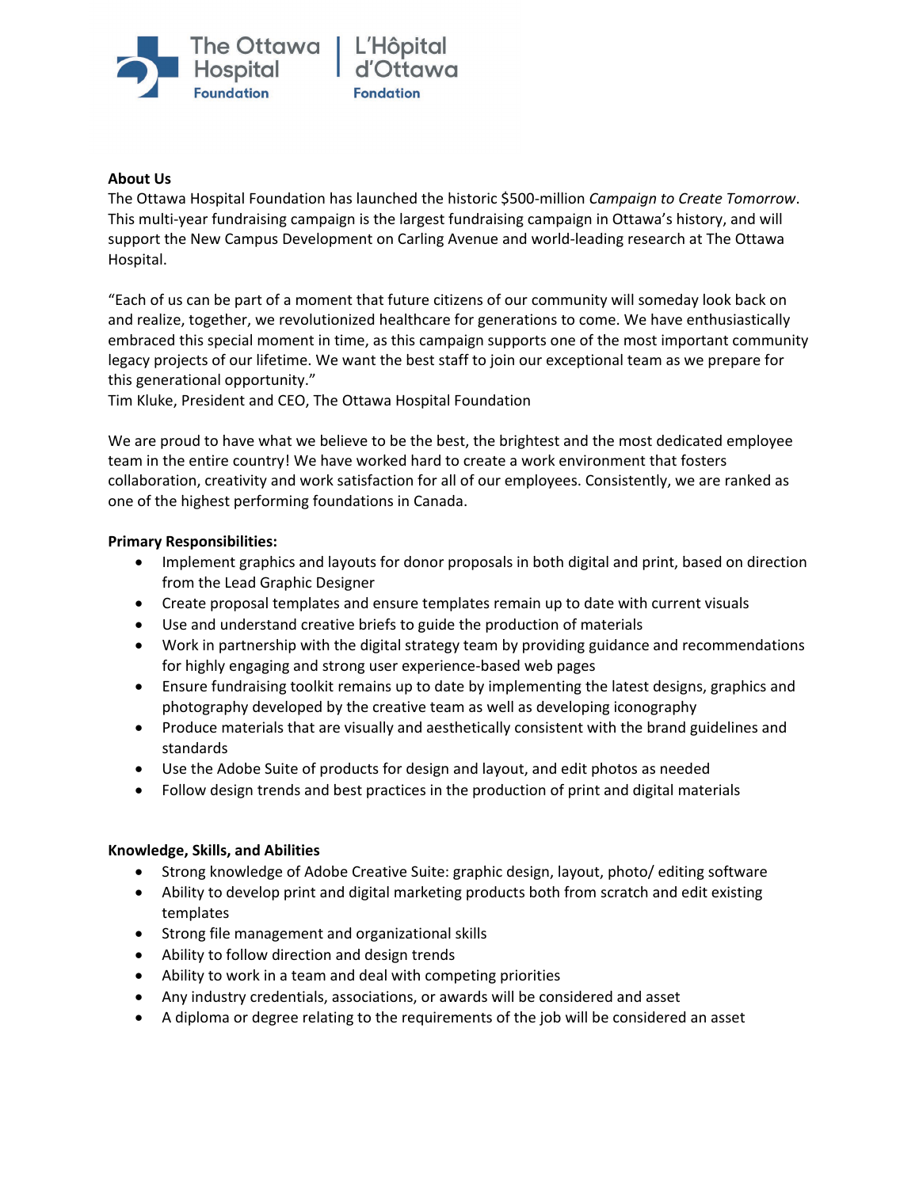The Ottawa Hospital Foundation | L'Hôpital d'Ottawa Fondation

**About Us**

The Ottawa Hospital Foundation has launched the historic $500-million *Campaign to Create Tomorrow*. This multi-year fundraising campaign is the largest fundraising campaign in Ottawa's history, and will support the New Campus Development on Carling Avenue and world-leading research at The Ottawa Hospital.

"Each of us can be part of a moment that future citizens of our community will someday look back on and realize, together, we revolutionized healthcare for generations to come. We have enthusiastically embraced this special moment in time, as this campaign supports one of the most important community legacy projects of our lifetime. We want the best staff to join our exceptional team as we prepare for this generational opportunity."
Tim Kluke, President and CEO, The Ottawa Hospital Foundation

We are proud to have what we believe to be the best, the brightest and the most dedicated employee team in the entire country! We have worked hard to create a work environment that fosters collaboration, creativity and work satisfaction for all of our employees. Consistently, we are ranked as one of the highest performing foundations in Canada.

**Primary Responsibilities:**

- Implement graphics and layouts for donor proposals in both digital and print, based on direction from the Lead Graphic Designer
- Create proposal templates and ensure templates remain up to date with current visuals
- Use and understand creative briefs to guide the production of materials
- Work in partnership with the digital strategy team by providing guidance and recommendations for highly engaging and strong user experience-based web pages
- Ensure fundraising toolkit remains up to date by implementing the latest designs, graphics and photography developed by the creative team as well as developing iconography
- Produce materials that are visually and aesthetically consistent with the brand guidelines and standards
- Use the Adobe Suite of products for design and layout, and edit photos as needed
- Follow design trends and best practices in the production of print and digital materials

**Knowledge, Skills, and Abilities**

- Strong knowledge of Adobe Creative Suite: graphic design, layout, photo/ editing software
- Ability to develop print and digital marketing products both from scratch and edit existing templates
- Strong file management and organizational skills
- Ability to follow direction and design trends
- Ability to work in a team and deal with competing priorities
- Any industry credentials, associations, or awards will be considered and asset
- A diploma or degree relating to the requirements of the job will be considered an asset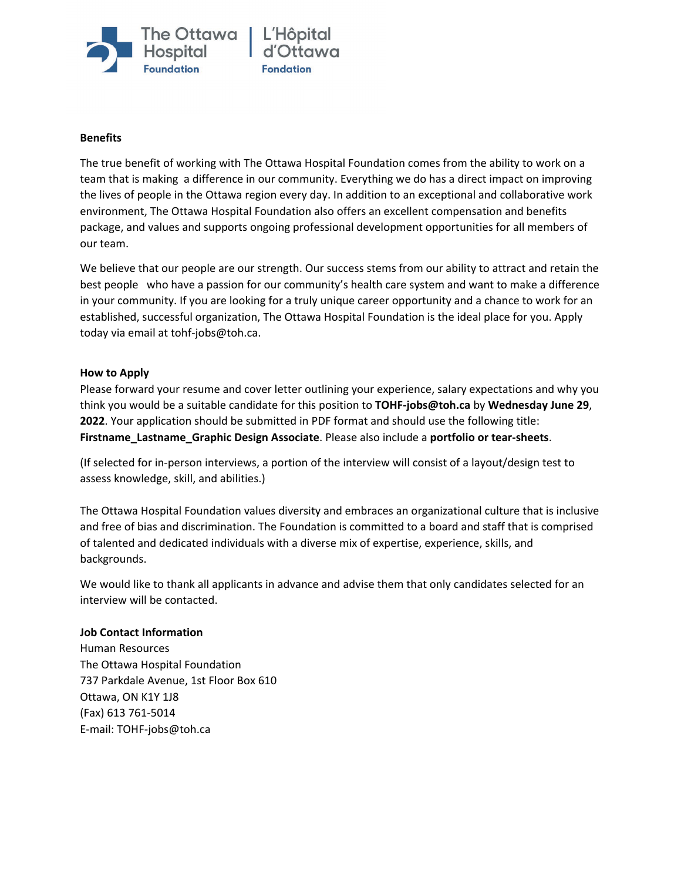**Benefits**

The true benefit of working with The Ottawa Hospital Foundation comes from the ability to work on a team that is making a difference in our community. Everything we do has a direct impact on improving the lives of people in the Ottawa region every day. In addition to an exceptional and collaborative work environment, The Ottawa Hospital Foundation also offers an excellent compensation and benefits package, and values and supports ongoing professional development opportunities for all members of our team.

We believe that our people are our strength. Our success stems from our ability to attract and retain the best people who have a passion for our community's health care system and want to make a difference in your community. If you are looking for a truly unique career opportunity and a chance to work for an established, successful organization, The Ottawa Hospital Foundation is the ideal place for you. Apply today via email at tohf-jobs@toh.ca.

**How to Apply**

Please forward your resume and cover letter outlining your experience, salary expectations and why you think you would be a suitable candidate for this position to **TOHF-jobs@toh.ca** by **Wednesday June 29, 2022**. Your application should be submitted in PDF format and should use the following title: **Firstname_Lastname_Graphic Design Associate**. Please also include a **portfolio or tear-sheets**.

(If selected for in-person interviews, a portion of the interview will consist of a layout/design test to assess knowledge, skill, and abilities.)

The Ottawa Hospital Foundation values diversity and embraces an organizational culture that is inclusive and free of bias and discrimination. The Foundation is committed to a board and staff that is comprised of talented and dedicated individuals with a diverse mix of expertise, experience, skills, and backgrounds.

We would like to thank all applicants in advance and advise them that only candidates selected for an interview will be contacted.

**Job Contact Information**

Human Resources
The Ottawa Hospital Foundation
737 Parkdale Avenue, 1st Floor Box 610
Ottawa, ON K1Y 1J8
(Fax) 613 761-5014
E-mail: TOHF-jobs@toh.ca